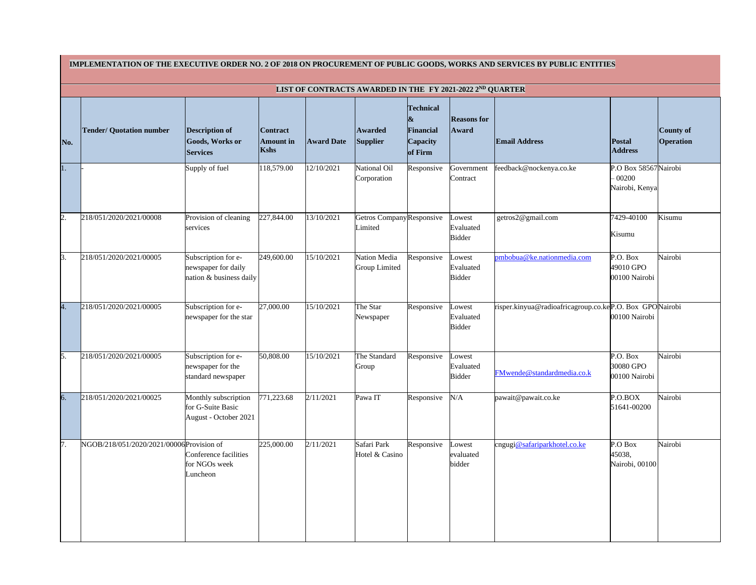**IMPLEMENTATION OF THE EXECUTIVE ORDER NO. 2 OF 2018 ON PROCUREMENT OF PUBLIC GOODS, WORKS AND SERVICES BY PUBLIC ENTITIES**

**LIST OF CONTRACTS AWARDED IN THE FY 2021-2022 2ND QUARTER**

| No. | Tender/ Quotation number | Description of Goods, Works or Services | Contract Amount in Kshs | Award Date | Awarded Supplier | Technical & Financial Capacity of Firm | Reasons for Award | Email Address | Postal Address | County of Operation |
|---|---|---|---|---|---|---|---|---|---|---|
| 1. | - | Supply of fuel | 118,579.00 | 12/10/2021 | National Oil Corporation | Responsive | Government Contract | feedback@nockenya.co.ke | P.O Box 58567 – 00200 Nairobi, Kenya | Nairobi |
| 2. | 218/051/2020/2021/00008 | Provision of cleaning services | 227,844.00 | 13/10/2021 | Getros Company Limited | Responsive | Lowest Evaluated Bidder | getros2@gmail.com | 7429-40100 Kisumu | Kisumu |
| 3. | 218/051/2020/2021/00005 | Subscription for e-newspaper for daily nation & business daily | 249,600.00 | 15/10/2021 | Nation Media Group Limited | Responsive | Lowest Evaluated Bidder | pmbobua@ke.nationmedia.com | P.O. Box 49010 GPO 00100 Nairobi | Nairobi |
| 4. | 218/051/2020/2021/00005 | Subscription for e-newspaper for the star | 27,000.00 | 15/10/2021 | The Star Newspaper | Responsive | Lowest Evaluated Bidder | risper.kinyua@radioafricagroup.co.ke | P.O. Box GPO 00100 Nairobi | Nairobi |
| 5. | 218/051/2020/2021/00005 | Subscription for e-newspaper for the standard newspaper | 50,808.00 | 15/10/2021 | The Standard Group | Responsive | Lowest Evaluated Bidder | FMwende@standardmedia.co.k | P.O. Box 30080 GPO 00100 Nairobi | Nairobi |
| 6. | 218/051/2020/2021/00025 | Monthly subscription for G-Suite Basic August - October 2021 | 771,223.68 | 2/11/2021 | Pawa IT | Responsive | N/A | pawait@pawait.co.ke | P.O.BOX 51641-00200 | Nairobi |
| 7. | NGOB/218/051/2020/2021/00006 | Provision of Conference facilities for NGOs week Luncheon | 225,000.00 | 2/11/2021 | Safari Park Hotel & Casino | Responsive | Lowest evaluated bidder | cngugi@safariparkhotel.co.ke | P.O Box 45038, Nairobi, 00100 | Nairobi |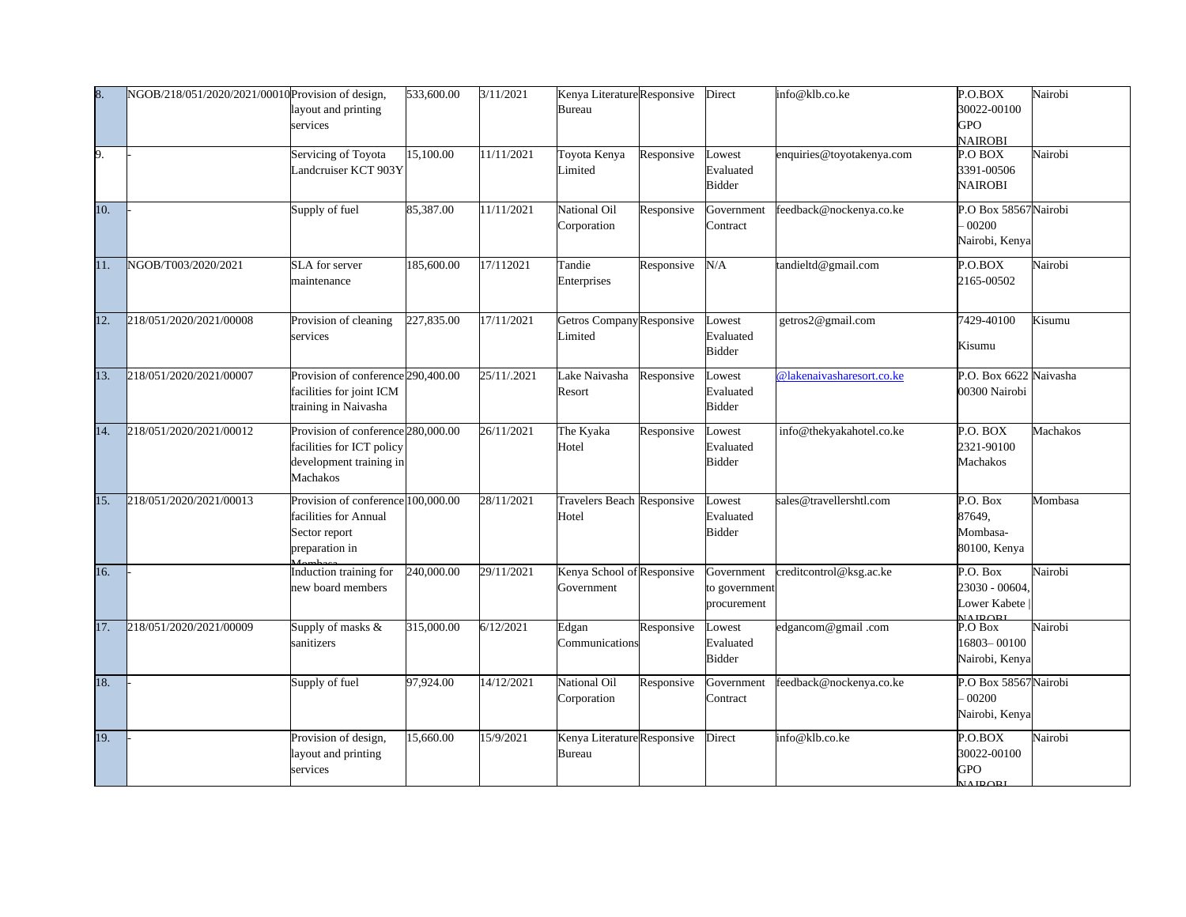| | | | | | | | | | | |
|---|---|---|---|---|---|---|---|---|---|---|
| 8. | NGOB/218/051/2020/2021/00010 | Provision of design, layout and printing services | 533,600.00 | 3/11/2021 | Kenya Literature Bureau | Responsive | Direct | info@klb.co.ke | P.O.BOX 30022-00100 GPO NAIROBI | Nairobi |
| 9. | - | Servicing of Toyota Landcruiser KCT 903Y | 15,100.00 | 11/11/2021 | Toyota Kenya Limited | Responsive | Lowest Evaluated Bidder | enquiries@toyotakenya.com | P.O BOX 3391-00506 NAIROBI | Nairobi |
| 10. | - | Supply of fuel | 85,387.00 | 11/11/2021 | National Oil Corporation | Responsive | Government Contract | feedback@nockenya.co.ke | P.O Box 58567 – 00200 Nairobi, Kenya | Nairobi |
| 11. | NGOB/T003/2020/2021 | SLA for server maintenance | 185,600.00 | 17/112021 | Tandie Enterprises | Responsive | N/A | tandieltd@gmail.com | P.O.BOX 2165-00502 | Nairobi |
| 12. | 218/051/2020/2021/00008 | Provision of cleaning services | 227,835.00 | 17/11/2021 | Getros Company Limited | Responsive | Lowest Evaluated Bidder | getros2@gmail.com | 7429-40100 Kisumu | Kisumu |
| 13. | 218/051/2020/2021/00007 | Provision of conference facilities for joint ICM training in Naivasha | 290,400.00 | 25/11/.2021 | Lake Naivasha Resort | Responsive | Lowest Evaluated Bidder | @lakenaivasharesort.co.ke | P.O. Box 6622 00300 Nairobi | Naivasha |
| 14. | 218/051/2020/2021/00012 | Provision of conference facilities for ICT policy development training in Machakos | 280,000.00 | 26/11/2021 | The Kyaka Hotel | Responsive | Lowest Evaluated Bidder | info@thekyakahotel.co.ke | P.O. BOX 2321-90100 Machakos | Machakos |
| 15. | 218/051/2020/2021/00013 | Provision of conference facilities for Annual Sector report preparation in Mombasa | 100,000.00 | 28/11/2021 | Travelers Beach Hotel | Responsive | Lowest Evaluated Bidder | sales@travellershtl.com | P.O. Box 87649, Mombasa-80100, Kenya | Mombasa |
| 16. | - | Induction training for new board members | 240,000.00 | 29/11/2021 | Kenya School of Government | Responsive | Government to government procurement | creditcontrol@ksg.ac.ke | P.O. Box 23030 - 00604, Lower Kabete \| NAIROBI | Nairobi |
| 17. | 218/051/2020/2021/00009 | Supply of masks & sanitizers | 315,000.00 | 6/12/2021 | Edgan Communications | Responsive | Lowest Evaluated Bidder | edgancom@gmail .com | P.O Box 16803– 00100 Nairobi, Kenya | Nairobi |
| 18. | - | Supply of fuel | 97,924.00 | 14/12/2021 | National Oil Corporation | Responsive | Government Contract | feedback@nockenya.co.ke | P.O Box 58567 – 00200 Nairobi, Kenya | Nairobi |
| 19. | - | Provision of design, layout and printing services | 15,660.00 | 15/9/2021 | Kenya Literature Bureau | Responsive | Direct | info@klb.co.ke | P.O.BOX 30022-00100 GPO NAIROBI | Nairobi |